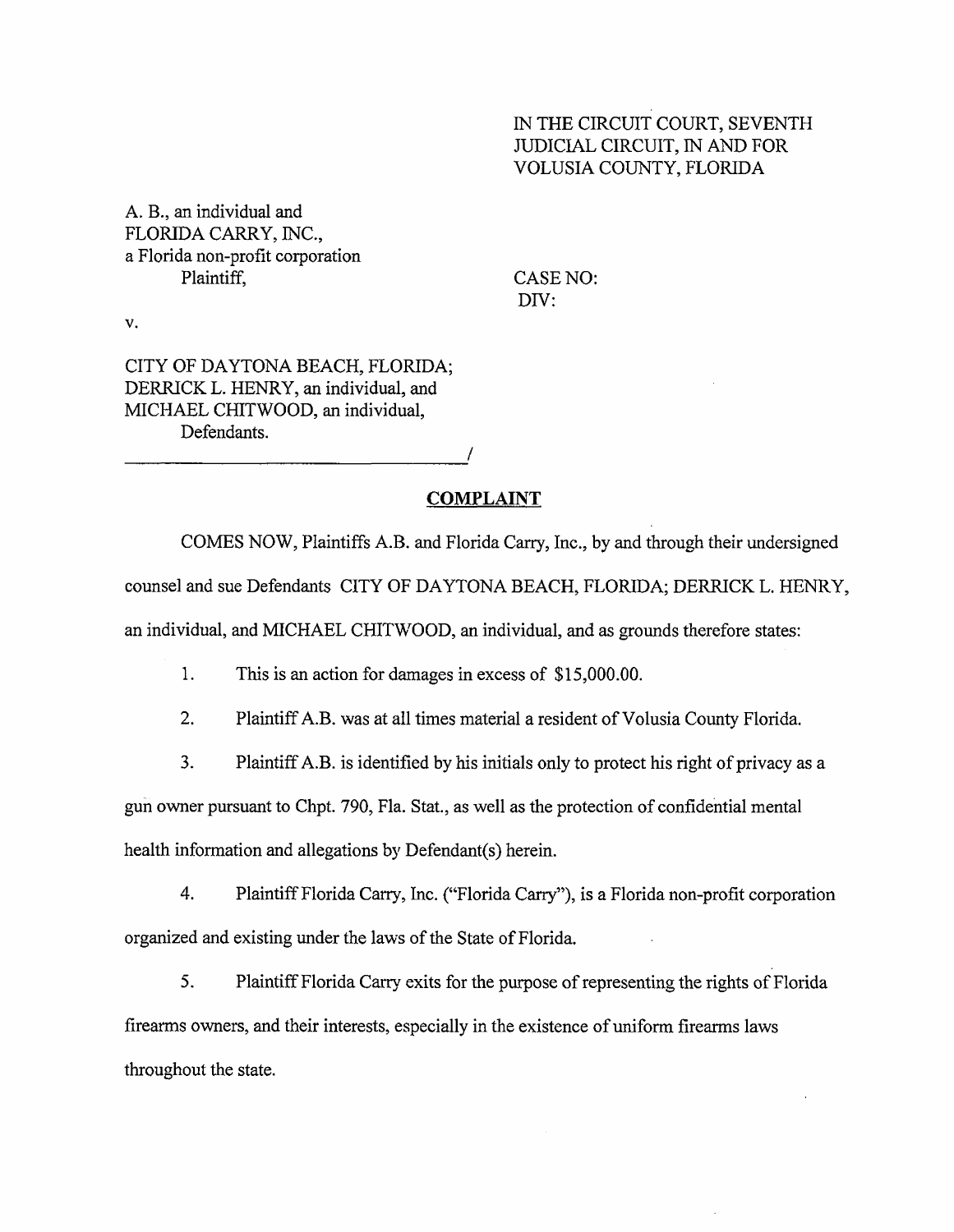IN THE CIRCUIT COURT, SEVENTH JUDICIAL CIRCUIT, IN AND FOR VOLUSIA COUNTY, FLORIDA

A. B., an individual and
FLORIDA CARRY, INC.,
a Florida non-profit corporation
Plaintiff,

CASE NO:
DIV:

v.

CITY OF DAYTONA BEACH, FLORIDA;
DERRICK L. HENRY, an individual, and
MICHAEL CHITWOOD, an individual,
Defendants.
_________________________________/

## COMPLAINT

COMES NOW, Plaintiffs A.B. and Florida Carry, Inc., by and through their undersigned counsel and sue Defendants CITY OF DAYTONA BEACH, FLORIDA; DERRICK L. HENRY, an individual, and MICHAEL CHITWOOD, an individual, and as grounds therefore states:

1. This is an action for damages in excess of $15,000.00.

2. Plaintiff A.B. was at all times material a resident of Volusia County Florida.

3. Plaintiff A.B. is identified by his initials only to protect his right of privacy as a gun owner pursuant to Chpt. 790, Fla. Stat., as well as the protection of confidential mental health information and allegations by Defendant(s) herein.

4. Plaintiff Florida Carry, Inc. ("Florida Carry"), is a Florida non-profit corporation organized and existing under the laws of the State of Florida.

5. Plaintiff Florida Carry exits for the purpose of representing the rights of Florida firearms owners, and their interests, especially in the existence of uniform firearms laws throughout the state.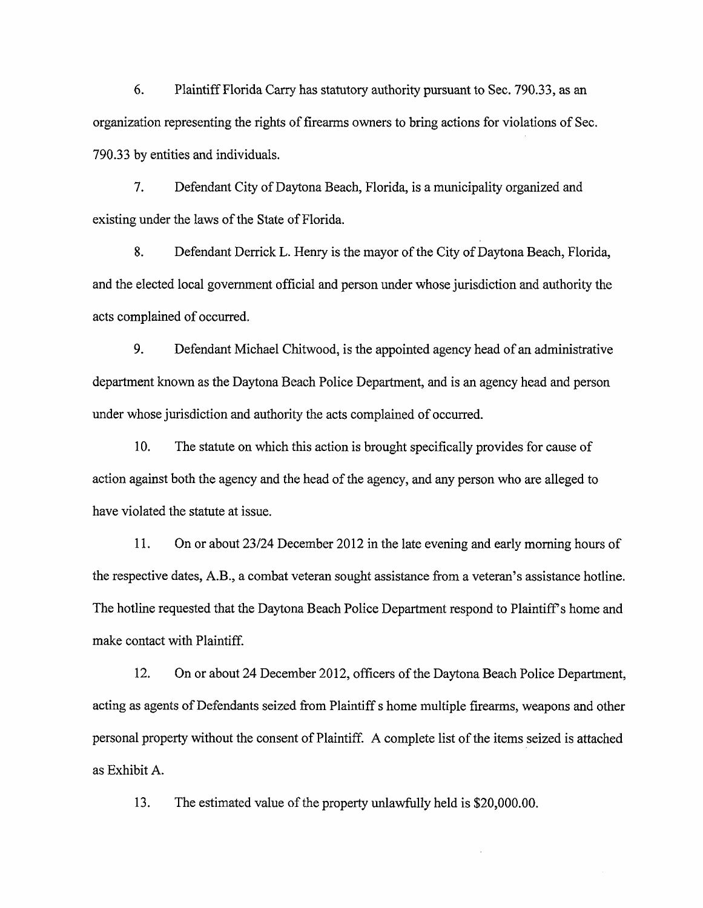6. Plaintiff Florida Carry has statutory authority pursuant to Sec. 790.33, as an organization representing the rights of firearms owners to bring actions for violations of Sec. 790.33 by entities and individuals.

7. Defendant City of Daytona Beach, Florida, is a municipality organized and existing under the laws of the State of Florida.

8. Defendant Derrick L. Henry is the mayor of the City of Daytona Beach, Florida, and the elected local government official and person under whose jurisdiction and authority the acts complained of occurred.

9. Defendant Michael Chitwood, is the appointed agency head of an administrative department known as the Daytona Beach Police Department, and is an agency head and person under whose jurisdiction and authority the acts complained of occurred.

10. The statute on which this action is brought specifically provides for cause of action against both the agency and the head of the agency, and any person who are alleged to have violated the statute at issue.

11. On or about 23/24 December 2012 in the late evening and early morning hours of the respective dates, A.B., a combat veteran sought assistance from a veteran's assistance hotline. The hotline requested that the Daytona Beach Police Department respond to Plaintiff's home and make contact with Plaintiff.

12. On or about 24 December 2012, officers of the Daytona Beach Police Department, acting as agents of Defendants seized from Plaintiff s home multiple firearms, weapons and other personal property without the consent of Plaintiff. A complete list of the items seized is attached as Exhibit A.

13. The estimated value of the property unlawfully held is $20,000.00.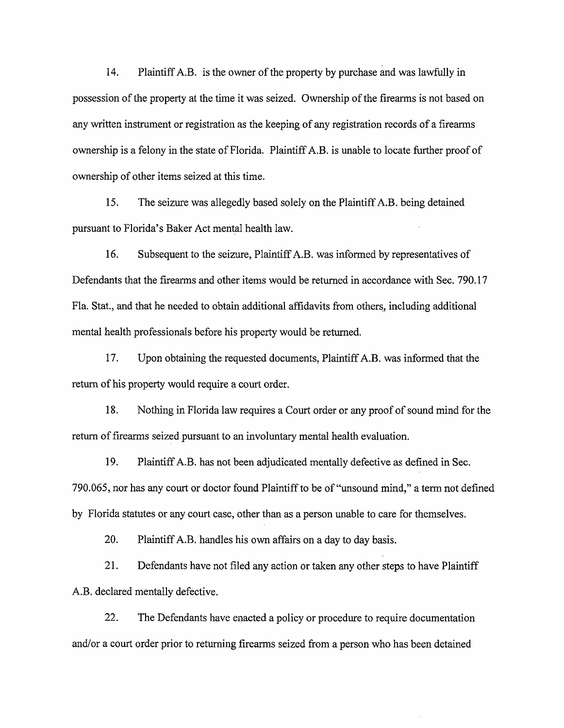14. Plaintiff A.B. is the owner of the property by purchase and was lawfully in possession of the property at the time it was seized. Ownership of the firearms is not based on any written instrument or registration as the keeping of any registration records of a firearms ownership is a felony in the state of Florida. Plaintiff A.B. is unable to locate further proof of ownership of other items seized at this time.

15. The seizure was allegedly based solely on the Plaintiff A.B. being detained pursuant to Florida's Baker Act mental health law.

16. Subsequent to the seizure, Plaintiff A.B. was informed by representatives of Defendants that the firearms and other items would be returned in accordance with Sec. 790.17 Fla. Stat., and that he needed to obtain additional affidavits from others, including additional mental health professionals before his property would be returned.

17. Upon obtaining the requested documents, Plaintiff A.B. was informed that the return of his property would require a court order.

18. Nothing in Florida law requires a Court order or any proof of sound mind for the return of firearms seized pursuant to an involuntary mental health evaluation.

19. Plaintiff A.B. has not been adjudicated mentally defective as defined in Sec. 790.065, nor has any court or doctor found Plaintiff to be of "unsound mind," a term not defined by Florida statutes or any court case, other than as a person unable to care for themselves.

20. Plaintiff A.B. handles his own affairs on a day to day basis.

21. Defendants have not filed any action or taken any other steps to have Plaintiff A.B. declared mentally defective.

22. The Defendants have enacted a policy or procedure to require documentation and/or a court order prior to returning firearms seized from a person who has been detained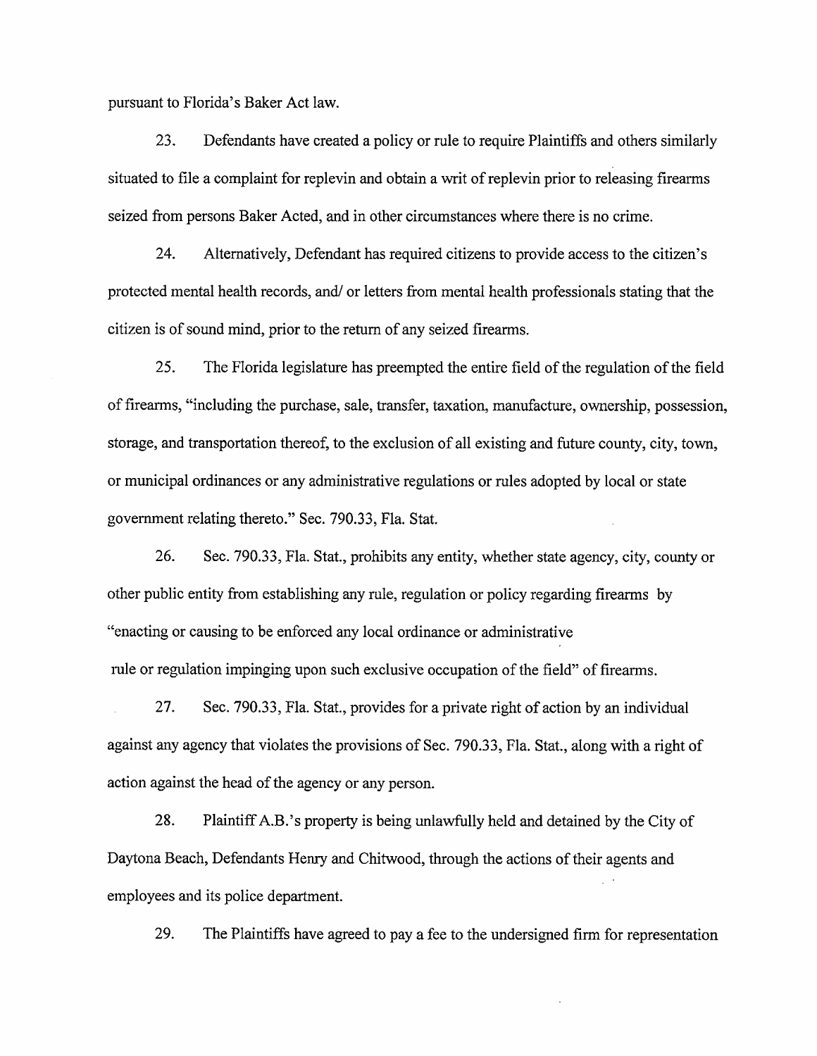pursuant to Florida's Baker Act law.

23. Defendants have created a policy or rule to require Plaintiffs and others similarly situated to file a complaint for replevin and obtain a writ of replevin prior to releasing firearms seized from persons Baker Acted, and in other circumstances where there is no crime.

24. Alternatively, Defendant has required citizens to provide access to the citizen's protected mental health records, and/ or letters from mental health professionals stating that the citizen is of sound mind, prior to the return of any seized firearms.

25. The Florida legislature has preempted the entire field of the regulation of the field of firearms, "including the purchase, sale, transfer, taxation, manufacture, ownership, possession, storage, and transportation thereof, to the exclusion of all existing and future county, city, town, or municipal ordinances or any administrative regulations or rules adopted by local or state government relating thereto." Sec. 790.33, Fla. Stat.

26. Sec. 790.33, Fla. Stat., prohibits any entity, whether state agency, city, county or other public entity from establishing any rule, regulation or policy regarding firearms by "enacting or causing to be enforced any local ordinance or administrative rule or regulation impinging upon such exclusive occupation of the field" of firearms.

27. Sec. 790.33, Fla. Stat., provides for a private right of action by an individual against any agency that violates the provisions of Sec. 790.33, Fla. Stat., along with a right of action against the head of the agency or any person.

28. Plaintiff A.B.'s property is being unlawfully held and detained by the City of Daytona Beach, Defendants Henry and Chitwood, through the actions of their agents and employees and its police department.

29. The Plaintiffs have agreed to pay a fee to the undersigned firm for representation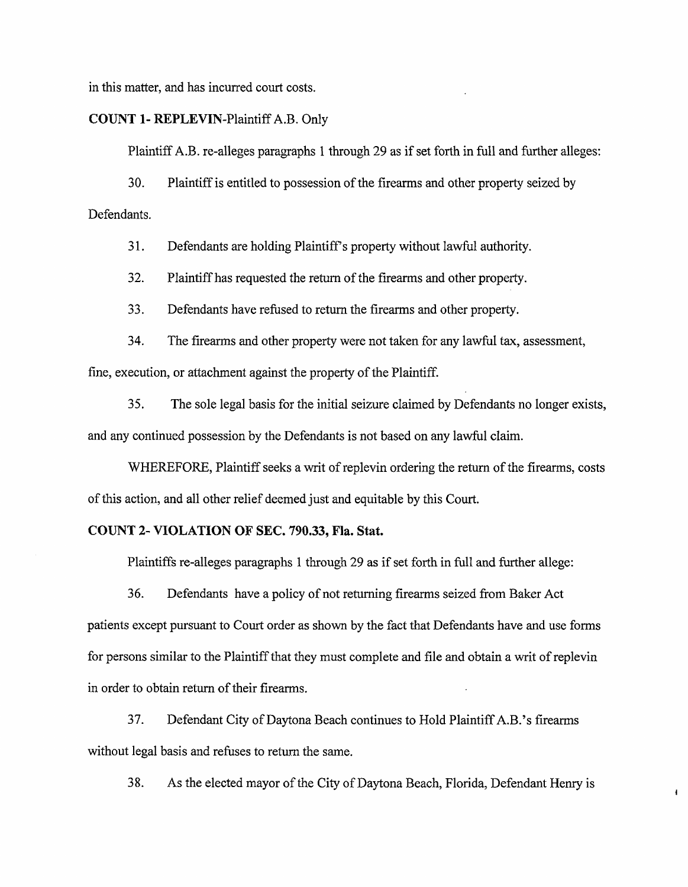in this matter, and has incurred court costs.

**COUNT 1- REPLEVIN**-Plaintiff A.B. Only

Plaintiff A.B. re-alleges paragraphs 1 through 29 as if set forth in full and further alleges:

30. Plaintiff is entitled to possession of the firearms and other property seized by Defendants.

31. Defendants are holding Plaintiff's property without lawful authority.

32. Plaintiff has requested the return of the firearms and other property.

33. Defendants have refused to return the firearms and other property.

34. The firearms and other property were not taken for any lawful tax, assessment, fine, execution, or attachment against the property of the Plaintiff.

35. The sole legal basis for the initial seizure claimed by Defendants no longer exists, and any continued possession by the Defendants is not based on any lawful claim.

WHEREFORE, Plaintiff seeks a writ of replevin ordering the return of the firearms, costs of this action, and all other relief deemed just and equitable by this Court.

**COUNT 2- VIOLATION OF SEC. 790.33, Fla. Stat.**

Plaintiffs re-alleges paragraphs 1 through 29 as if set forth in full and further allege:

36. Defendants have a policy of not returning firearms seized from Baker Act patients except pursuant to Court order as shown by the fact that Defendants have and use forms for persons similar to the Plaintiff that they must complete and file and obtain a writ of replevin in order to obtain return of their firearms.

37. Defendant City of Daytona Beach continues to Hold Plaintiff A.B.'s firearms without legal basis and refuses to return the same.

38. As the elected mayor of the City of Daytona Beach, Florida, Defendant Henry is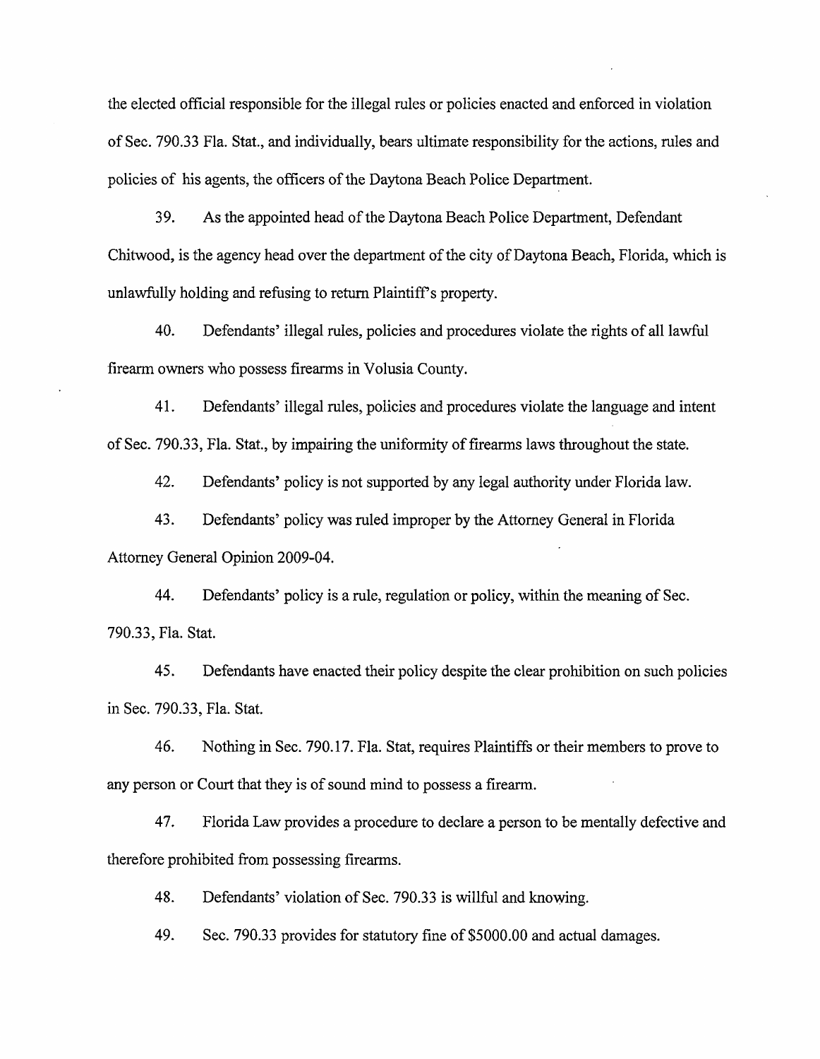the elected official responsible for the illegal rules or policies enacted and enforced in violation of Sec. 790.33 Fla. Stat., and individually, bears ultimate responsibility for the actions, rules and policies of his agents, the officers of the Daytona Beach Police Department.

39. As the appointed head of the Daytona Beach Police Department, Defendant Chitwood, is the agency head over the department of the city of Daytona Beach, Florida, which is unlawfully holding and refusing to return Plaintiff's property.

40. Defendants' illegal rules, policies and procedures violate the rights of all lawful firearm owners who possess firearms in Volusia County.

41. Defendants' illegal rules, policies and procedures violate the language and intent of Sec. 790.33, Fla. Stat., by impairing the uniformity of firearms laws throughout the state.

42. Defendants' policy is not supported by any legal authority under Florida law.

43. Defendants' policy was ruled improper by the Attorney General in Florida Attorney General Opinion 2009-04.

44. Defendants' policy is a rule, regulation or policy, within the meaning of Sec. 790.33, Fla. Stat.

45. Defendants have enacted their policy despite the clear prohibition on such policies in Sec. 790.33, Fla. Stat.

46. Nothing in Sec. 790.17. Fla. Stat, requires Plaintiffs or their members to prove to any person or Court that they is of sound mind to possess a firearm.

47. Florida Law provides a procedure to declare a person to be mentally defective and therefore prohibited from possessing firearms.

48. Defendants' violation of Sec. 790.33 is willful and knowing.

49. Sec. 790.33 provides for statutory fine of $5000.00 and actual damages.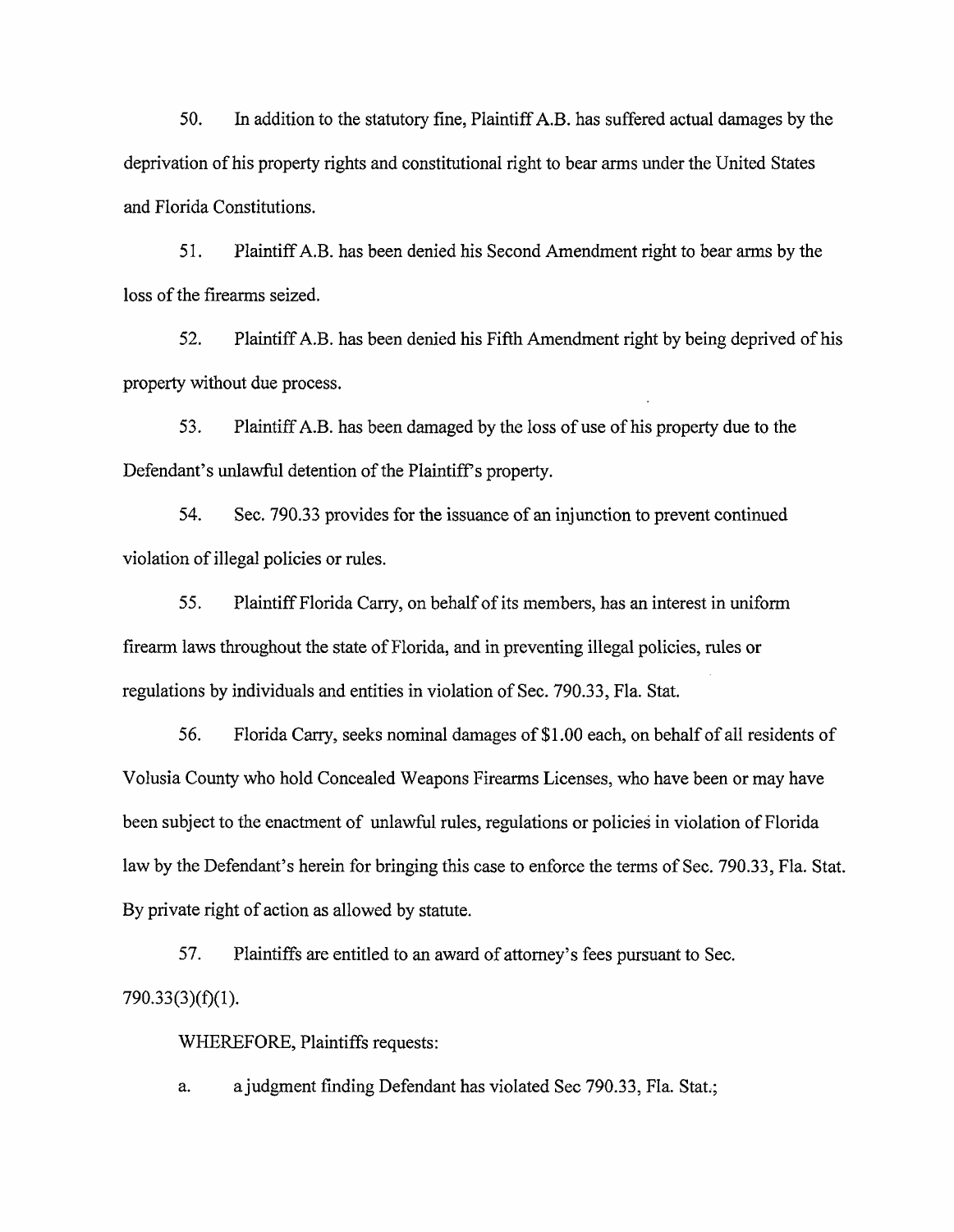50. In addition to the statutory fine, Plaintiff A.B. has suffered actual damages by the deprivation of his property rights and constitutional right to bear arms under the United States and Florida Constitutions.

51. Plaintiff A.B. has been denied his Second Amendment right to bear arms by the loss of the firearms seized.

52. Plaintiff A.B. has been denied his Fifth Amendment right by being deprived of his property without due process.

53. Plaintiff A.B. has been damaged by the loss of use of his property due to the Defendant's unlawful detention of the Plaintiff's property.

54. Sec. 790.33 provides for the issuance of an injunction to prevent continued violation of illegal policies or rules.

55. Plaintiff Florida Carry, on behalf of its members, has an interest in uniform firearm laws throughout the state of Florida, and in preventing illegal policies, rules or regulations by individuals and entities in violation of Sec. 790.33, Fla. Stat.

56. Florida Carry, seeks nominal damages of $1.00 each, on behalf of all residents of Volusia County who hold Concealed Weapons Firearms Licenses, who have been or may have been subject to the enactment of unlawful rules, regulations or policies in violation of Florida law by the Defendant's herein for bringing this case to enforce the terms of Sec. 790.33, Fla. Stat. By private right of action as allowed by statute.

57. Plaintiffs are entitled to an award of attorney's fees pursuant to Sec. 790.33(3)(f)(1).

WHEREFORE, Plaintiffs requests:

a. a judgment finding Defendant has violated Sec 790.33, Fla. Stat.;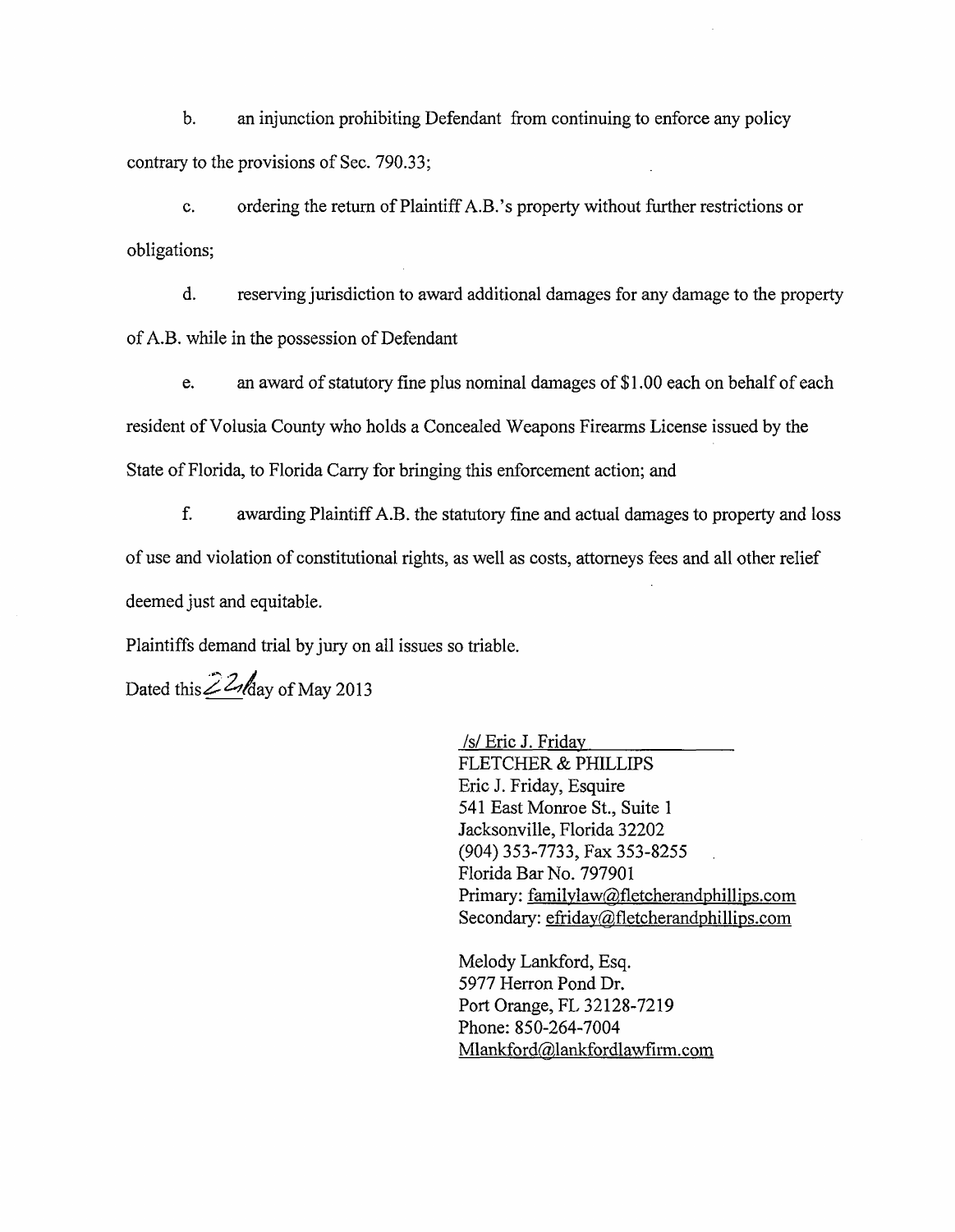b. an injunction prohibiting Defendant from continuing to enforce any policy contrary to the provisions of Sec. 790.33;

c. ordering the return of Plaintiff A.B.'s property without further restrictions or obligations;

d. reserving jurisdiction to award additional damages for any damage to the property of A.B. while in the possession of Defendant

e. an award of statutory fine plus nominal damages of $1.00 each on behalf of each resident of Volusia County who holds a Concealed Weapons Firearms License issued by the State of Florida, to Florida Carry for bringing this enforcement action; and

f. awarding Plaintiff A.B. the statutory fine and actual damages to property and loss of use and violation of constitutional rights, as well as costs, attorneys fees and all other relief deemed just and equitable.

Plaintiffs demand trial by jury on all issues so triable.

Dated this 22nd day of May 2013

/s/ Eric J. Friday
FLETCHER & PHILLIPS
Eric J. Friday, Esquire
541 East Monroe St., Suite 1
Jacksonville, Florida 32202
(904) 353-7733, Fax 353-8255
Florida Bar No. 797901
Primary: familylaw@fletcherandphillips.com
Secondary: efriday@fletcherandphillips.com

Melody Lankford, Esq.
5977 Herron Pond Dr.
Port Orange, FL 32128-7219
Phone: 850-264-7004
Mlankford@lankfordlawfirm.com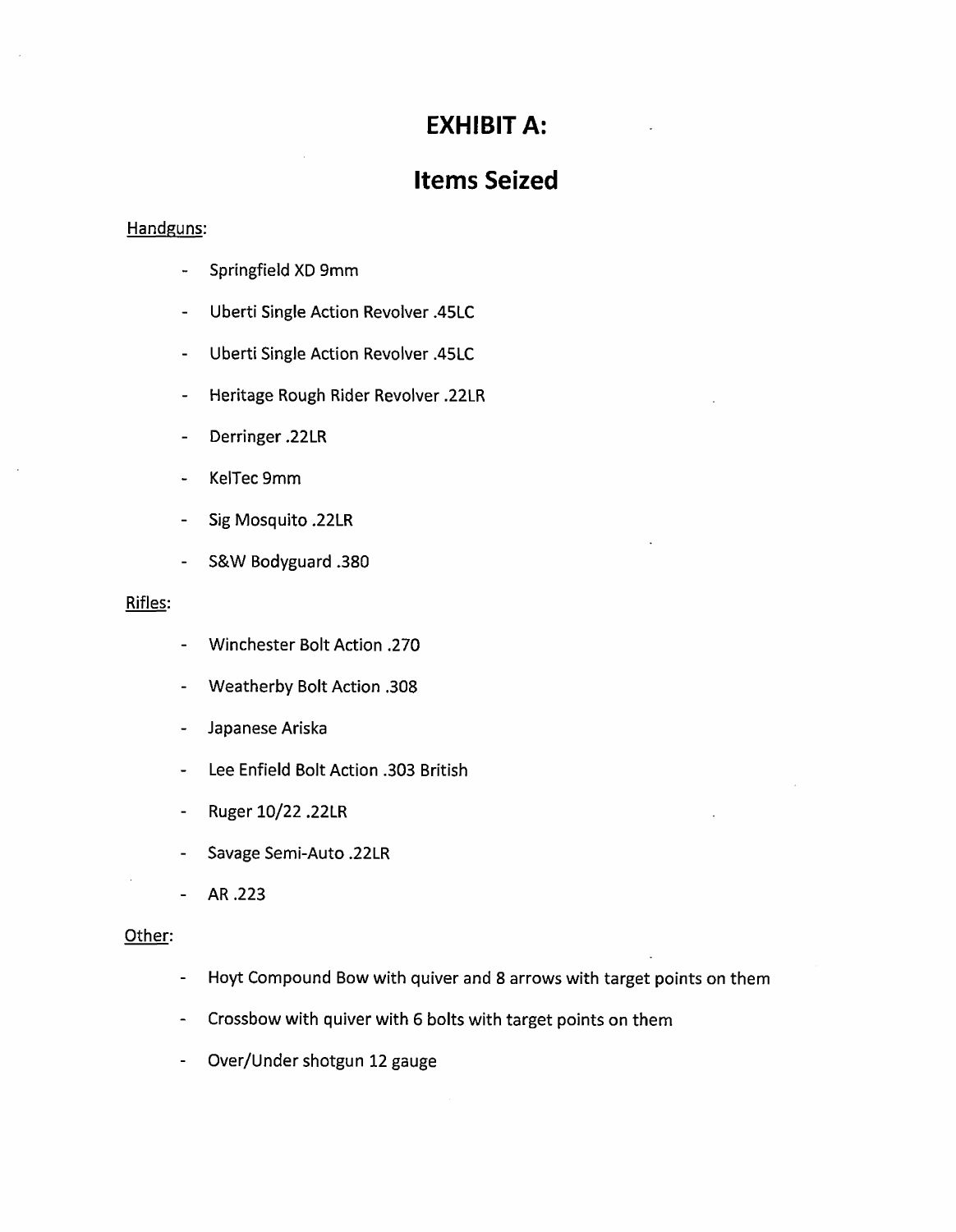# EXHIBIT A:

# Items Seized

Handguns:

- Springfield XD 9mm
- Uberti Single Action Revolver .45LC
- Uberti Single Action Revolver .45LC
- Heritage Rough Rider Revolver .22LR
- Derringer .22LR
- KelTec 9mm
- Sig Mosquito .22LR
- S&W Bodyguard .380

Rifles:

- Winchester Bolt Action .270
- Weatherby Bolt Action .308
- Japanese Ariska
- Lee Enfield Bolt Action .303 British
- Ruger 10/22 .22LR
- Savage Semi-Auto .22LR
- AR .223

Other:

- Hoyt Compound Bow with quiver and 8 arrows with target points on them
- Crossbow with quiver with 6 bolts with target points on them
- Over/Under shotgun 12 gauge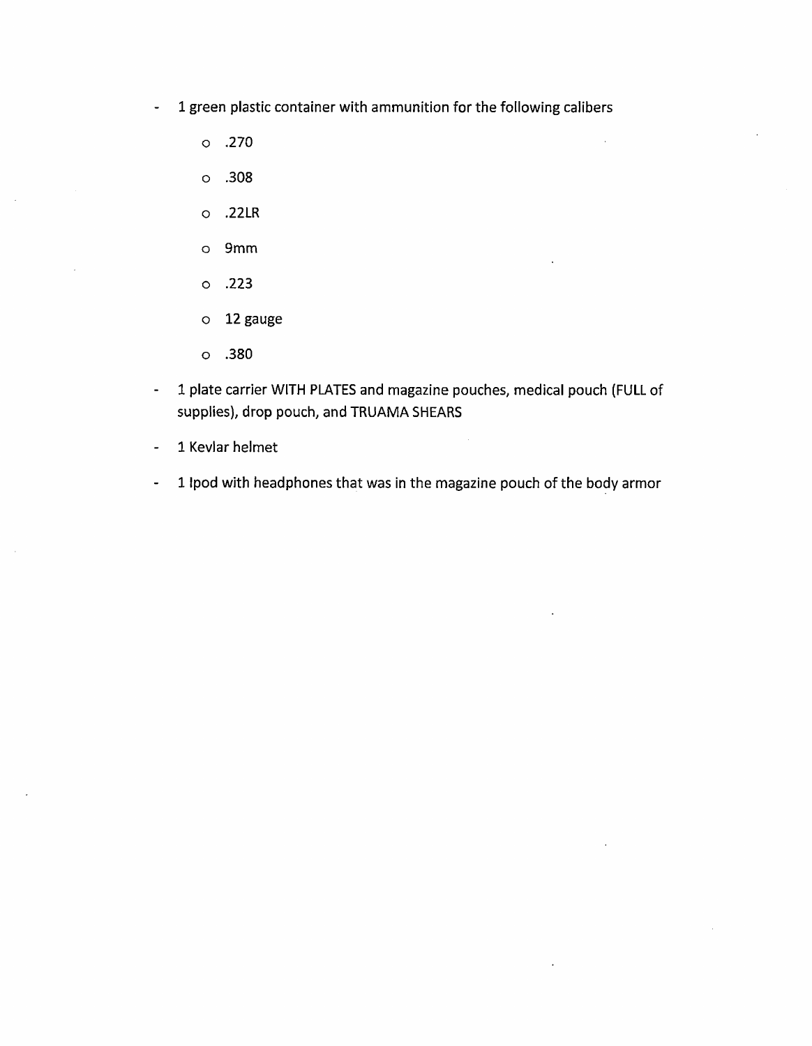- 1 green plastic container with ammunition for the following calibers
  - .270
  - .308
  - .22LR
  - 9mm
  - .223
  - 12 gauge
  - .380
- 1 plate carrier WITH PLATES and magazine pouches, medical pouch (FULL of supplies), drop pouch, and TRUAMA SHEARS
- 1 Kevlar helmet
- 1 Ipod with headphones that was in the magazine pouch of the body armor